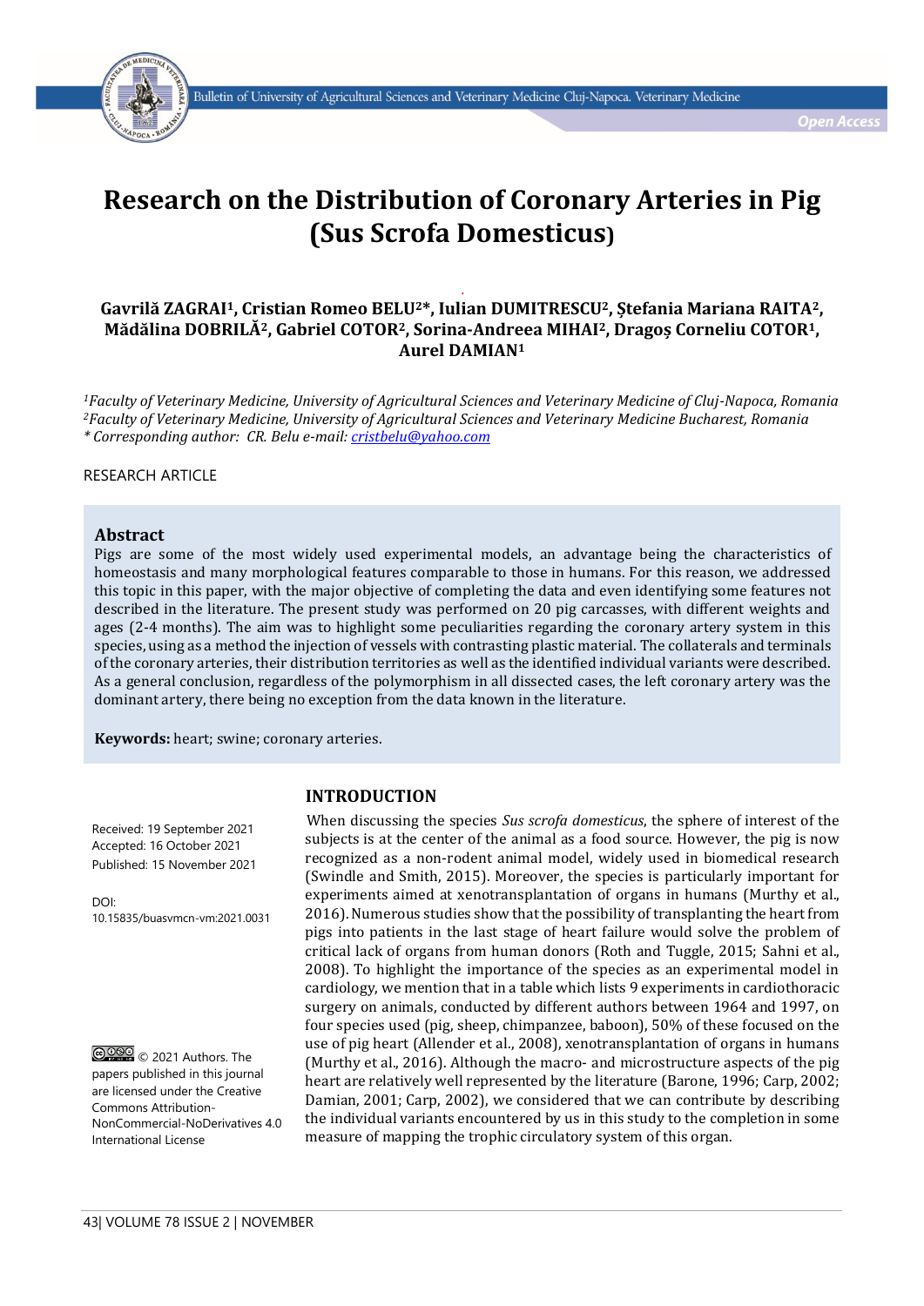# Research on the Distribution of Coronary Arteries in Pig (Sus Scrofa Domesticus)

**Gavrilă ZAGRAI[1], Cristian Romeo BELU[2]*, Iulian DUMITRESCU[2], Ștefania Mariana RAITA[2], Mădălina DOBRILĂ[2], Gabriel COTOR[2], Sorina-Andreea MIHAI[2], Dragoș Corneliu COTOR[1], Aurel DAMIAN[1]**

*[1]Faculty of Veterinary Medicine, University of Agricultural Sciences and Veterinary Medicine of Cluj-Napoca, Romania*
*[2]Faculty of Veterinary Medicine, University of Agricultural Sciences and Veterinary Medicine Bucharest, Romania*
*\* Corresponding author: CR. Belu e-mail: cristbelu@yahoo.com*

RESEARCH ARTICLE

## Abstract

Pigs are some of the most widely used experimental models, an advantage being the characteristics of homeostasis and many morphological features comparable to those in humans. For this reason, we addressed this topic in this paper, with the major objective of completing the data and even identifying some features not described in the literature. The present study was performed on 20 pig carcasses, with different weights and ages (2-4 months). The aim was to highlight some peculiarities regarding the coronary artery system in this species, using as a method the injection of vessels with contrasting plastic material. The collaterals and terminals of the coronary arteries, their distribution territories as well as the identified individual variants were described. As a general conclusion, regardless of the polymorphism in all dissected cases, the left coronary artery was the dominant artery, there being no exception from the data known in the literature.

**Keywords:** heart; swine; coronary arteries.

Received: 19 September 2021
Accepted: 16 October 2021
Published: 15 November 2021

DOI: 10.15835/buasvmcn-vm:2021.0031

© 2021 Authors. The papers published in this journal are licensed under the Creative Commons Attribution-NonCommercial-NoDerivatives 4.0 International License

## INTRODUCTION

When discussing the species *Sus scrofa domesticus*, the sphere of interest of the subjects is at the center of the animal as a food source. However, the pig is now recognized as a non-rodent animal model, widely used in biomedical research (Swindle and Smith, 2015). Moreover, the species is particularly important for experiments aimed at xenotransplantation of organs in humans (Murthy et al., 2016). Numerous studies show that the possibility of transplanting the heart from pigs into patients in the last stage of heart failure would solve the problem of critical lack of organs from human donors (Roth and Tuggle, 2015; Sahni et al., 2008). To highlight the importance of the species as an experimental model in cardiology, we mention that in a table which lists 9 experiments in cardiothoracic surgery on animals, conducted by different authors between 1964 and 1997, on four species used (pig, sheep, chimpanzee, baboon), 50% of these focused on the use of pig heart (Allender et al., 2008), xenotransplantation of organs in humans (Murthy et al., 2016). Although the macro- and microstructure aspects of the pig heart are relatively well represented by the literature (Barone, 1996; Carp, 2002; Damian, 2001; Carp, 2002), we considered that we can contribute by describing the individual variants encountered by us in this study to the completion in some measure of mapping the trophic circulatory system of this organ.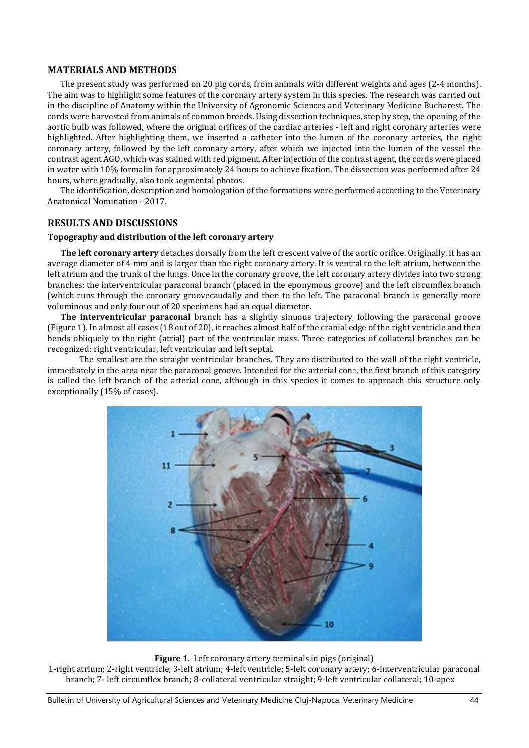## MATERIALS AND METHODS

The present study was performed on 20 pig cords, from animals with different weights and ages (2-4 months). The aim was to highlight some features of the coronary artery system in this species. The research was carried out in the discipline of Anatomy within the University of Agronomic Sciences and Veterinary Medicine Bucharest. The cords were harvested from animals of common breeds. Using dissection techniques, step by step, the opening of the aortic bulb was followed, where the original orifices of the cardiac arteries - left and right coronary arteries were highlighted. After highlighting them, we inserted a catheter into the lumen of the coronary arteries, the right coronary artery, followed by the left coronary artery, after which we injected into the lumen of the vessel the contrast agent AGO, which was stained with red pigment. After injection of the contrast agent, the cords were placed in water with 10% formalin for approximately 24 hours to achieve fixation. The dissection was performed after 24 hours, where gradually, also took segmental photos.

The identification, description and homologation of the formations were performed according to the Veterinary Anatomical Nomination - 2017.

## RESULTS AND DISCUSSIONS

### Topography and distribution of the left coronary artery

**The left coronary artery** detaches dorsally from the left crescent valve of the aortic orifice. Originally, it has an average diameter of 4 mm and is larger than the right coronary artery. It is ventral to the left atrium, between the left atrium and the trunk of the lungs. Once in the coronary groove, the left coronary artery divides into two strong branches: the interventricular paraconal branch (placed in the eponymous groove) and the left circumflex branch (which runs through the coronary groovecaudally and then to the left. The paraconal branch is generally more voluminous and only four out of 20 specimens had an equal diameter.

**The interventricular paraconal** branch has a slightly sinuous trajectory, following the paraconal groove (Figure 1). In almost all cases (18 out of 20), it reaches almost half of the cranial edge of the right ventricle and then bends obliquely to the right (atrial) part of the ventricular mass. Three categories of collateral branches can be recognized: right ventricular, left ventricular and left septal.

The smallest are the straight ventricular branches. They are distributed to the wall of the right ventricle, immediately in the area near the paraconal groove. Intended for the arterial cone, the first branch of this category is called the left branch of the arterial cone, although in this species it comes to approach this structure only exceptionally (15% of cases).

**Figure 1.** Left coronary artery terminals in pigs (original)
1-right atrium; 2-right ventricle; 3-left atrium; 4-left ventricle; 5-left coronary artery; 6-interventricular paraconal branch; 7- left circumflex branch; 8-collateral ventricular straight; 9-left ventricular collateral; 10-apex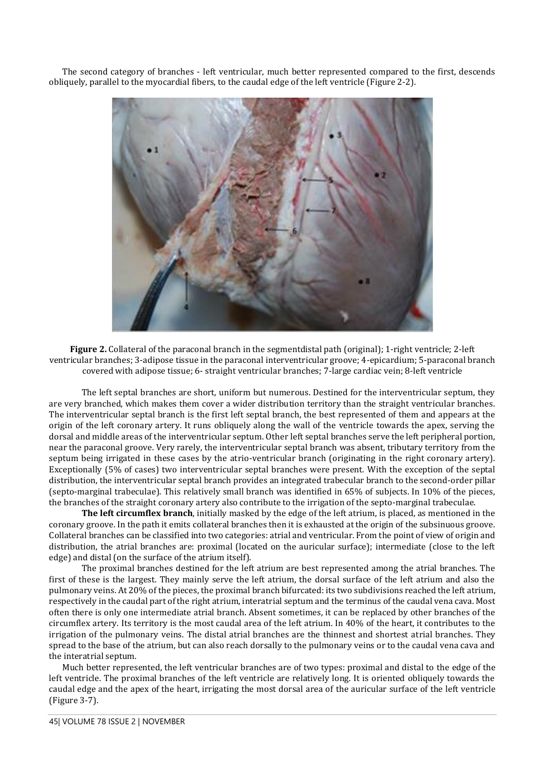The second category of branches - left ventricular, much better represented compared to the first, descends obliquely, parallel to the myocardial fibers, to the caudal edge of the left ventricle (Figure 2-2).

**Figure 2.** Collateral of the paraconal branch in the segmentdistal path (original); 1-right ventricle; 2-left ventricular branches; 3-adipose tissue in the paraconal interventricular groove; 4-epicardium; 5-paraconal branch covered with adipose tissue; 6- straight ventricular branches; 7-large cardiac vein; 8-left ventricle

The left septal branches are short, uniform but numerous. Destined for the interventricular septum, they are very branched, which makes them cover a wider distribution territory than the straight ventricular branches. The interventricular septal branch is the first left septal branch, the best represented of them and appears at the origin of the left coronary artery. It runs obliquely along the wall of the ventricle towards the apex, serving the dorsal and middle areas of the interventricular septum. Other left septal branches serve the left peripheral portion, near the paraconal groove. Very rarely, the interventricular septal branch was absent, tributary territory from the septum being irrigated in these cases by the atrio-ventricular branch (originating in the right coronary artery). Exceptionally (5% of cases) two interventricular septal branches were present. With the exception of the septal distribution, the interventricular septal branch provides an integrated trabecular branch to the second-order pillar (septo-marginal trabeculae). This relatively small branch was identified in 65% of subjects. In 10% of the pieces, the branches of the straight coronary artery also contribute to the irrigation of the septo-marginal trabeculae.

**The left circumflex branch**, initially masked by the edge of the left atrium, is placed, as mentioned in the coronary groove. In the path it emits collateral branches then it is exhausted at the origin of the subsinuous groove. Collateral branches can be classified into two categories: atrial and ventricular. From the point of view of origin and distribution, the atrial branches are: proximal (located on the auricular surface); intermediate (close to the left edge) and distal (on the surface of the atrium itself).

The proximal branches destined for the left atrium are best represented among the atrial branches. The first of these is the largest. They mainly serve the left atrium, the dorsal surface of the left atrium and also the pulmonary veins. At 20% of the pieces, the proximal branch bifurcated: its two subdivisions reached the left atrium, respectively in the caudal part of the right atrium, interatrial septum and the terminus of the caudal vena cava. Most often there is only one intermediate atrial branch. Absent sometimes, it can be replaced by other branches of the circumflex artery. Its territory is the most caudal area of the left atrium. In 40% of the heart, it contributes to the irrigation of the pulmonary veins. The distal atrial branches are the thinnest and shortest atrial branches. They spread to the base of the atrium, but can also reach dorsally to the pulmonary veins or to the caudal vena cava and the interatrial septum.

Much better represented, the left ventricular branches are of two types: proximal and distal to the edge of the left ventricle. The proximal branches of the left ventricle are relatively long. It is oriented obliquely towards the caudal edge and the apex of the heart, irrigating the most dorsal area of the auricular surface of the left ventricle (Figure 3-7).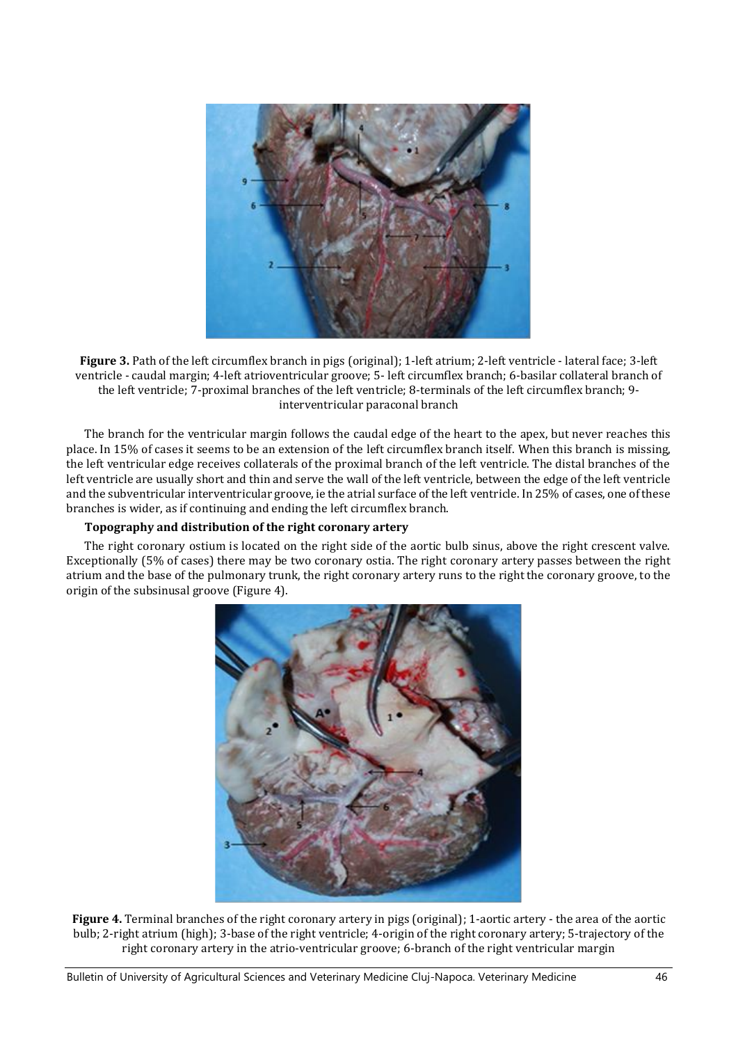**Figure 3.** Path of the left circumflex branch in pigs (original); 1-left atrium; 2-left ventricle - lateral face; 3-left ventricle - caudal margin; 4-left atrioventricular groove; 5- left circumflex branch; 6-basilar collateral branch of the left ventricle; 7-proximal branches of the left ventricle; 8-terminals of the left circumflex branch; 9-interventricular paraconal branch

The branch for the ventricular margin follows the caudal edge of the heart to the apex, but never reaches this place. In 15% of cases it seems to be an extension of the left circumflex branch itself. When this branch is missing, the left ventricular edge receives collaterals of the proximal branch of the left ventricle. The distal branches of the left ventricle are usually short and thin and serve the wall of the left ventricle, between the edge of the left ventricle and the subventricular interventricular groove, ie the atrial surface of the left ventricle. In 25% of cases, one of these branches is wider, as if continuing and ending the left circumflex branch.

**Topography and distribution of the right coronary artery**

The right coronary ostium is located on the right side of the aortic bulb sinus, above the right crescent valve. Exceptionally (5% of cases) there may be two coronary ostia. The right coronary artery passes between the right atrium and the base of the pulmonary trunk, the right coronary artery runs to the right the coronary groove, to the origin of the subsinusal groove (Figure 4).

**Figure 4.** Terminal branches of the right coronary artery in pigs (original); 1-aortic artery - the area of the aortic bulb; 2-right atrium (high); 3-base of the right ventricle; 4-origin of the right coronary artery; 5-trajectory of the right coronary artery in the atrio-ventricular groove; 6-branch of the right ventricular margin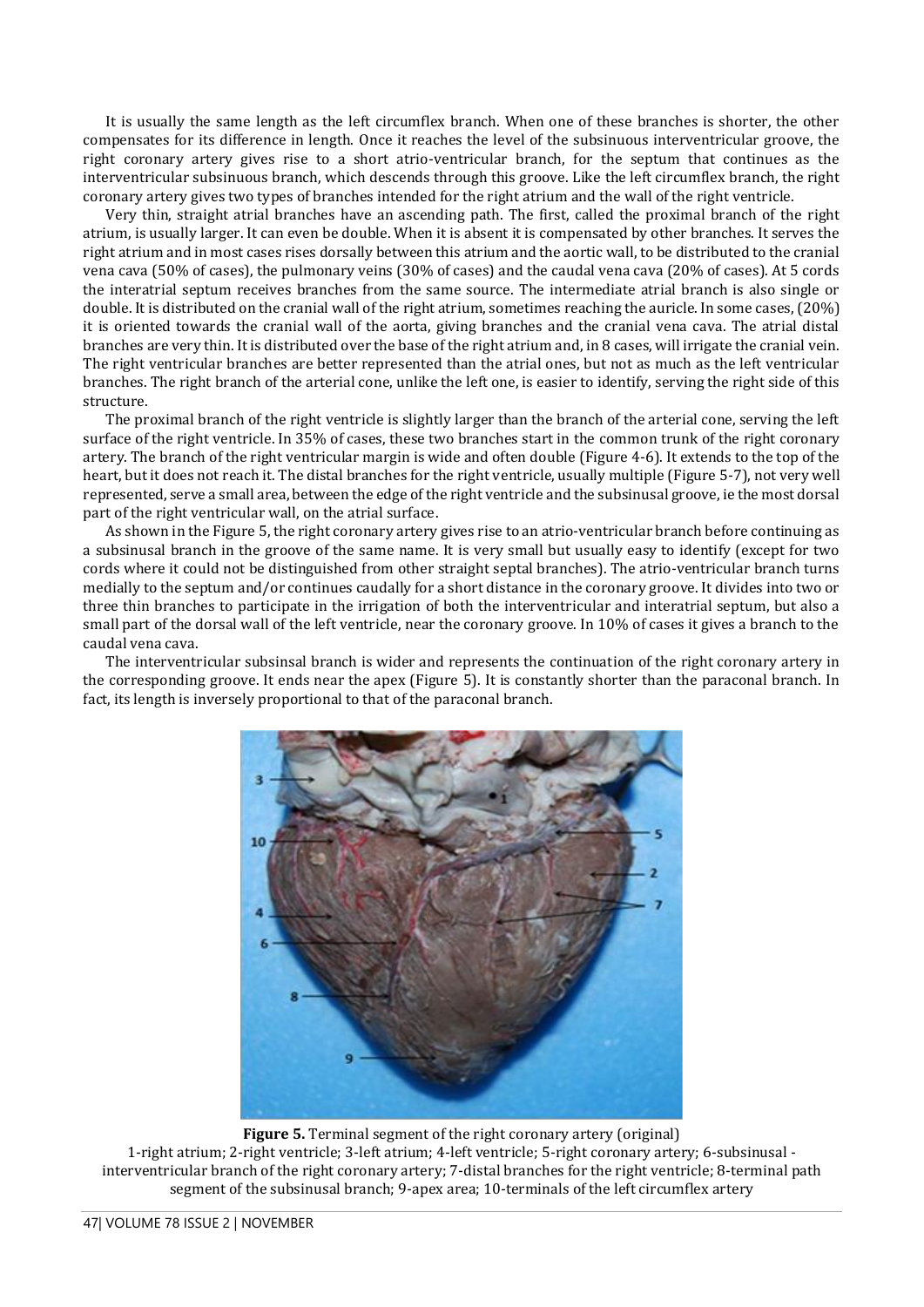It is usually the same length as the left circumflex branch. When one of these branches is shorter, the other compensates for its difference in length. Once it reaches the level of the subsinuous interventricular groove, the right coronary artery gives rise to a short atrio-ventricular branch, for the septum that continues as the interventricular subsinuous branch, which descends through this groove. Like the left circumflex branch, the right coronary artery gives two types of branches intended for the right atrium and the wall of the right ventricle.

Very thin, straight atrial branches have an ascending path. The first, called the proximal branch of the right atrium, is usually larger. It can even be double. When it is absent it is compensated by other branches. It serves the right atrium and in most cases rises dorsally between this atrium and the aortic wall, to be distributed to the cranial vena cava (50% of cases), the pulmonary veins (30% of cases) and the caudal vena cava (20% of cases). At 5 cords the interatrial septum receives branches from the same source. The intermediate atrial branch is also single or double. It is distributed on the cranial wall of the right atrium, sometimes reaching the auricle. In some cases, (20%) it is oriented towards the cranial wall of the aorta, giving branches and the cranial vena cava. The atrial distal branches are very thin. It is distributed over the base of the right atrium and, in 8 cases, will irrigate the cranial vein. The right ventricular branches are better represented than the atrial ones, but not as much as the left ventricular branches. The right branch of the arterial cone, unlike the left one, is easier to identify, serving the right side of this structure.

The proximal branch of the right ventricle is slightly larger than the branch of the arterial cone, serving the left surface of the right ventricle. In 35% of cases, these two branches start in the common trunk of the right coronary artery. The branch of the right ventricular margin is wide and often double (Figure 4-6). It extends to the top of the heart, but it does not reach it. The distal branches for the right ventricle, usually multiple (Figure 5-7), not very well represented, serve a small area, between the edge of the right ventricle and the subsinusal groove, ie the most dorsal part of the right ventricular wall, on the atrial surface.

As shown in the Figure 5, the right coronary artery gives rise to an atrio-ventricular branch before continuing as a subsinusal branch in the groove of the same name. It is very small but usually easy to identify (except for two cords where it could not be distinguished from other straight septal branches). The atrio-ventricular branch turns medially to the septum and/or continues caudally for a short distance in the coronary groove. It divides into two or three thin branches to participate in the irrigation of both the interventricular and interatrial septum, but also a small part of the dorsal wall of the left ventricle, near the coronary groove. In 10% of cases it gives a branch to the caudal vena cava.

The interventricular subsinsal branch is wider and represents the continuation of the right coronary artery in the corresponding groove. It ends near the apex (Figure 5). It is constantly shorter than the paraconal branch. In fact, its length is inversely proportional to that of the paraconal branch.

**Figure 5.** Terminal segment of the right coronary artery (original)
1-right atrium; 2-right ventricle; 3-left atrium; 4-left ventricle; 5-right coronary artery; 6-subsinusal - interventricular branch of the right coronary artery; 7-distal branches for the right ventricle; 8-terminal path segment of the subsinusal branch; 9-apex area; 10-terminals of the left circumflex artery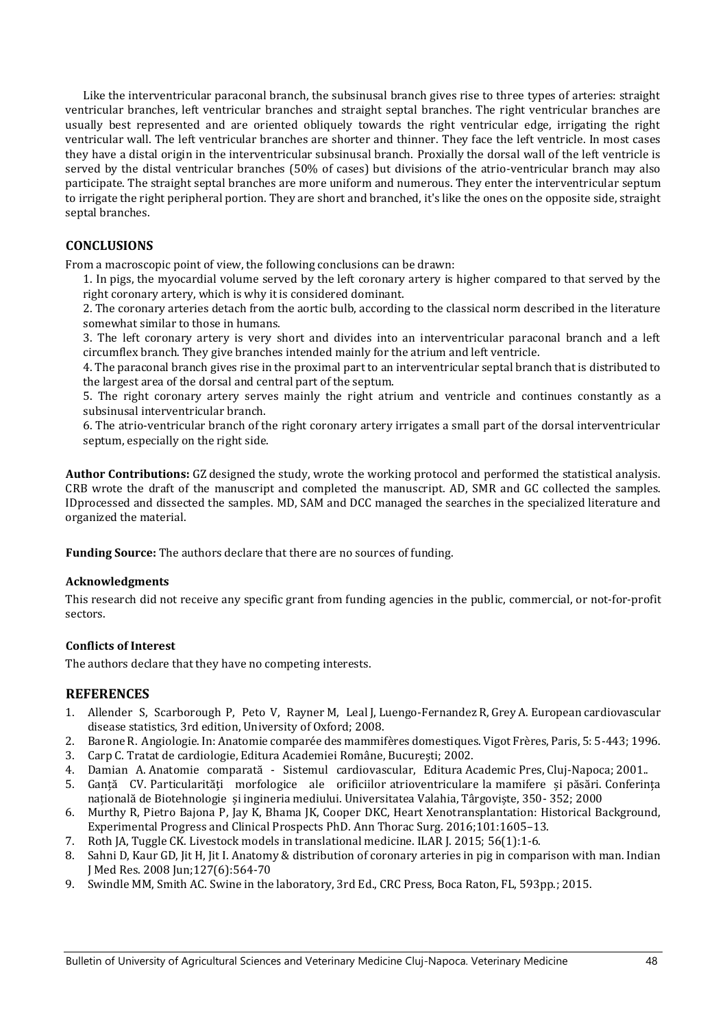Like the interventricular paraconal branch, the subsinusal branch gives rise to three types of arteries: straight ventricular branches, left ventricular branches and straight septal branches. The right ventricular branches are usually best represented and are oriented obliquely towards the right ventricular edge, irrigating the right ventricular wall. The left ventricular branches are shorter and thinner. They face the left ventricle. In most cases they have a distal origin in the interventricular subsinusal branch. Proxially the dorsal wall of the left ventricle is served by the distal ventricular branches (50% of cases) but divisions of the atrio-ventricular branch may also participate. The straight septal branches are more uniform and numerous. They enter the interventricular septum to irrigate the right peripheral portion. They are short and branched, it's like the ones on the opposite side, straight septal branches.

## CONCLUSIONS

From a macroscopic point of view, the following conclusions can be drawn:

1. In pigs, the myocardial volume served by the left coronary artery is higher compared to that served by the right coronary artery, which is why it is considered dominant.
2. The coronary arteries detach from the aortic bulb, according to the classical norm described in the literature somewhat similar to those in humans.
3. The left coronary artery is very short and divides into an interventricular paraconal branch and a left circumflex branch. They give branches intended mainly for the atrium and left ventricle.
4. The paraconal branch gives rise in the proximal part to an interventricular septal branch that is distributed to the largest area of the dorsal and central part of the septum.
5. The right coronary artery serves mainly the right atrium and ventricle and continues constantly as a subsinusal interventricular branch.
6. The atrio-ventricular branch of the right coronary artery irrigates a small part of the dorsal interventricular septum, especially on the right side.

**Author Contributions:** GZ designed the study, wrote the working protocol and performed the statistical analysis. CRB wrote the draft of the manuscript and completed the manuscript. AD, SMR and GC collected the samples. IDprocessed and dissected the samples. MD, SAM and DCC managed the searches in the specialized literature and organized the material.

**Funding Source:** The authors declare that there are no sources of funding.

#### Acknowledgments

This research did not receive any specific grant from funding agencies in the public, commercial, or not-for-profit sectors.

#### Conflicts of Interest

The authors declare that they have no competing interests.

## REFERENCES

1. Allender S, Scarborough P, Peto V, Rayner M, Leal J, Luengo-Fernandez R, Grey A. European cardiovascular disease statistics, 3rd edition, University of Oxford; 2008.
2. Barone R. Angiologie. In: Anatomie comparée des mammifères domestiques. Vigot Frères, Paris, 5: 5-443; 1996.
3. Carp C. Tratat de cardiologie, Editura Academiei Române, București; 2002.
4. Damian A. Anatomie comparată - Sistemul cardiovascular, Editura Academic Pres, Cluj-Napoca; 2001..
5. Ganță CV. Particularități morfologice ale orificiilor atrioventriculare la mamifere și păsări. Conferința națională de Biotehnologie și ingineria mediului. Universitatea Valahia, Târgoviște, 350- 352; 2000
6. Murthy R, Pietro Bajona P, Jay K, Bhama JK, Cooper DKC, Heart Xenotransplantation: Historical Background, Experimental Progress and Clinical Prospects PhD. Ann Thorac Surg. 2016;101:1605–13.
7. Roth JA, Tuggle CK. Livestock models in translational medicine. ILAR J. 2015; 56(1):1-6.
8. Sahni D, Kaur GD, Jit H, Jit I. Anatomy & distribution of coronary arteries in pig in comparison with man. Indian J Med Res. 2008 Jun;127(6):564-70
9. Swindle MM, Smith AC. Swine in the laboratory, 3rd Ed., CRC Press, Boca Raton, FL, 593pp.; 2015.